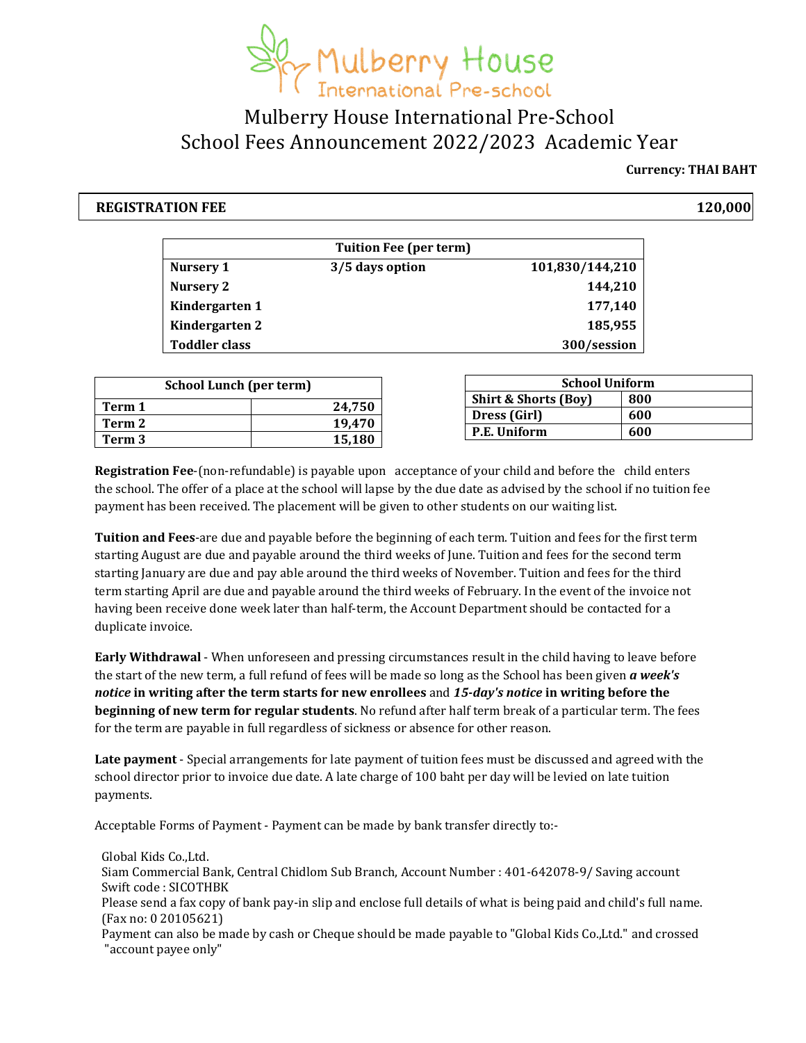# Mulberry House International Pre-School

## School Fees Announcement 2022/2023 Academic Year

**Currency: THAI BAHT**

| **REGISTRATION FEE** | **120,000** |
|---|---|

| **Tuition Fee (per term)** | | |
|---|---|---|
| **Nursery 1** | **3/5 days option** | **101,830/144,210** |
| **Nursery 2** | | **144,210** |
| **Kindergarten 1** | | **177,140** |
| **Kindergarten 2** | | **185,955** |
| **Toddler class** | | **300/session** |

| **School Lunch (per term)** | |
|---|---|
| **Term 1** | **24,750** |
| **Term 2** | **19,470** |
| **Term 3** | **15,180** |

| **School Uniform** | |
|---|---|
| **Shirt & Shorts (Boy)** | **800** |
| **Dress (Girl)** | **600** |
| **P.E. Uniform** | **600** |

**Registration Fee**-(non-refundable) is payable upon acceptance of your child and before the child enters the school. The offer of a place at the school will lapse by the due date as advised by the school if no tuition fee payment has been received. The placement will be given to other students on our waiting list.

**Tuition and Fees**-are due and payable before the beginning of each term. Tuition and fees for the first term starting August are due and payable around the third weeks of June. Tuition and fees for the second term starting January are due and pay able around the third weeks of November. Tuition and fees for the third term starting April are due and payable around the third weeks of February. In the event of the invoice not having been receive done week later than half-term, the Account Department should be contacted for a duplicate invoice.

**Early Withdrawal** - When unforeseen and pressing circumstances result in the child having to leave before the start of the new term, a full refund of fees will be made so long as the School has been given ***a week's notice*** **in writing after the term starts for new enrollees** and ***15-day's notice*** **in writing before the beginning of new term for regular students**. No refund after half term break of a particular term. The fees for the term are payable in full regardless of sickness or absence for other reason.

**Late payment** - Special arrangements for late payment of tuition fees must be discussed and agreed with the school director prior to invoice due date. A late charge of 100 baht per day will be levied on late tuition payments.

Acceptable Forms of Payment - Payment can be made by bank transfer directly to:-

Global Kids Co.,Ltd.
Siam Commercial Bank, Central Chidlom Sub Branch, Account Number : 401-642078-9/ Saving account
Swift code : SICOTHBK
Please send a fax copy of bank pay-in slip and enclose full details of what is being paid and child's full name. (Fax no: 0 20105621)
Payment can also be made by cash or Cheque should be made payable to "Global Kids Co.,Ltd." and crossed "account payee only"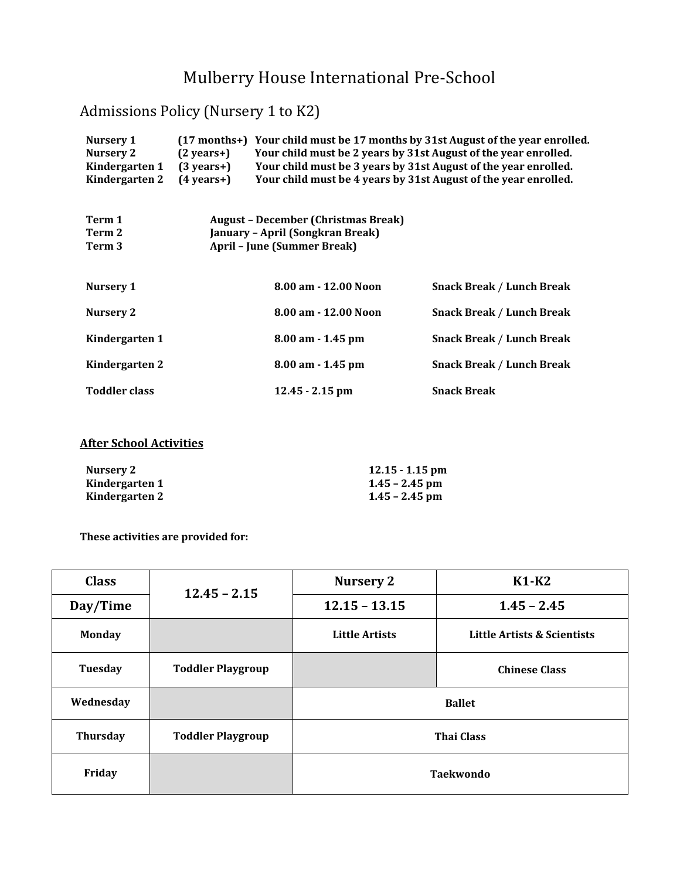# Mulberry House International Pre-School

## Admissions Policy (Nursery 1 to K2)

| | | |
|---|---|---|
| **Nursery 1** | **(17 months+)** | **Your child must be 17 months by 31st August of the year enrolled.** |
| **Nursery 2** | **(2 years+)** | **Your child must be 2 years by 31st August of the year enrolled.** |
| **Kindergarten 1** | **(3 years+)** | **Your child must be 3 years by 31st August of the year enrolled.** |
| **Kindergarten 2** | **(4 years+)** | **Your child must be 4 years by 31st August of the year enrolled.** |

| | |
|---|---|
| **Term 1** | **August – December (Christmas Break)** |
| **Term 2** | **January – April (Songkran Break)** |
| **Term 3** | **April – June (Summer Break)** |

| | | |
|---|---|---|
| **Nursery 1** | **8.00 am - 12.00 Noon** | **Snack Break / Lunch Break** |
| **Nursery 2** | **8.00 am - 12.00 Noon** | **Snack Break / Lunch Break** |
| **Kindergarten 1** | **8.00 am - 1.45 pm** | **Snack Break / Lunch Break** |
| **Kindergarten 2** | **8.00 am - 1.45 pm** | **Snack Break / Lunch Break** |
| **Toddler class** | **12.45 - 2.15 pm** | **Snack Break** |

**After School Activities**

| | |
|---|---|
| **Nursery 2** | **12.15 - 1.15 pm** |
| **Kindergarten 1** | **1.45 – 2.45 pm** |
| **Kindergarten 2** | **1.45 – 2.45 pm** |

**These activities are provided for:**

| Class | 12.45 – 2.15 | Nursery 2 | K1-K2 |
|---|---|---|---|
| **Day/Time** | | **12.15 – 13.15** | **1.45 – 2.45** |
| **Monday** | | **Little Artists** | **Little Artists & Scientists** |
| **Tuesday** | **Toddler Playgroup** | | **Chinese Class** |
| **Wednesday** | | **Ballet** | |
| **Thursday** | **Toddler Playgroup** | **Thai Class** | |
| **Friday** | | **Taekwondo** | |